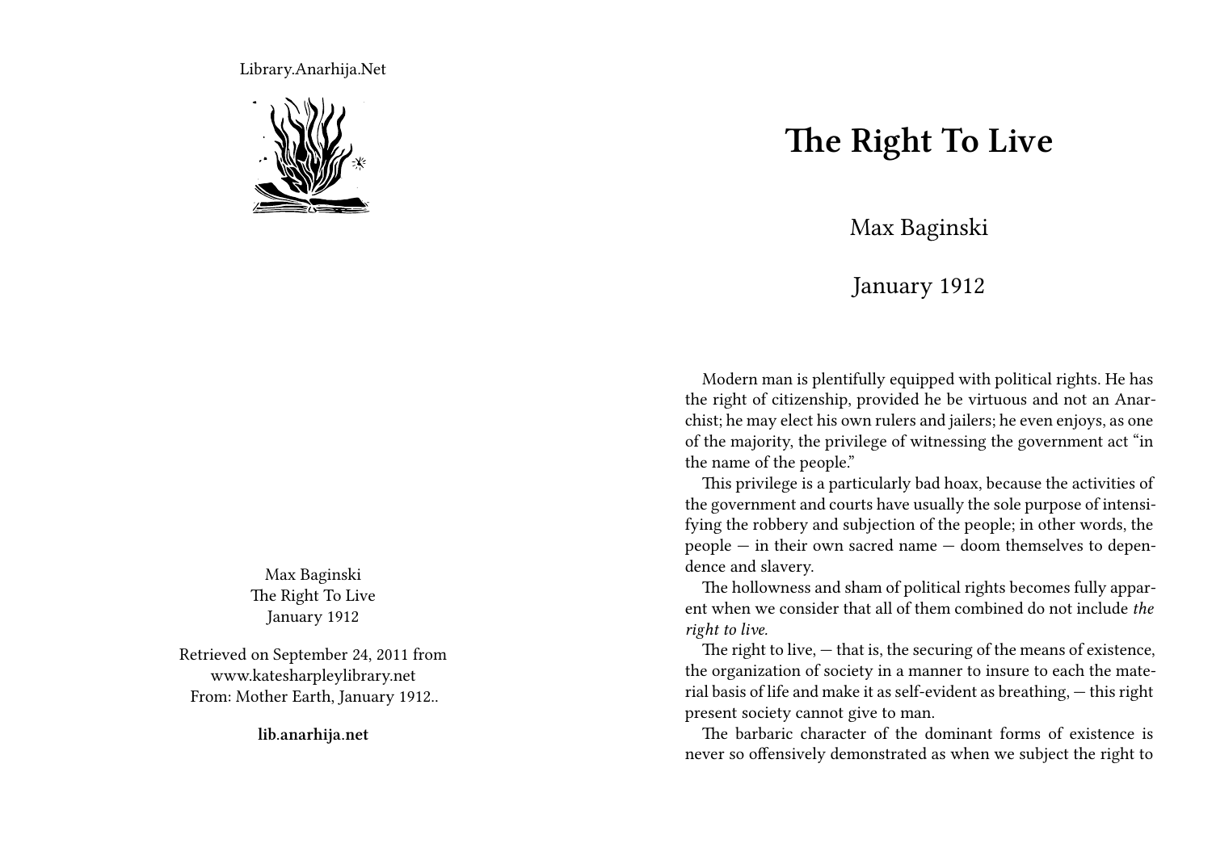Library.Anarhija.Net

Max Baginski
The Right To Live
January 1912

Retrieved on September 24, 2011 from www.katesharpleylibrary.net
From: Mother Earth, January 1912..

**lib.anarhija.net**

# The Right To Live

Max Baginski

January 1912

Modern man is plentifully equipped with political rights. He has the right of citizenship, provided he be virtuous and not an Anarchist; he may elect his own rulers and jailers; he even enjoys, as one of the majority, the privilege of witnessing the government act "in the name of the people."

This privilege is a particularly bad hoax, because the activities of the government and courts have usually the sole purpose of intensifying the robbery and subjection of the people; in other words, the people — in their own sacred name — doom themselves to dependence and slavery.

The hollowness and sham of political rights becomes fully apparent when we consider that all of them combined do not include *the right to live.*

The right to live, — that is, the securing of the means of existence, the organization of society in a manner to insure to each the material basis of life and make it as self-evident as breathing, — this right present society cannot give to man.

The barbaric character of the dominant forms of existence is never so offensively demonstrated as when we subject the right to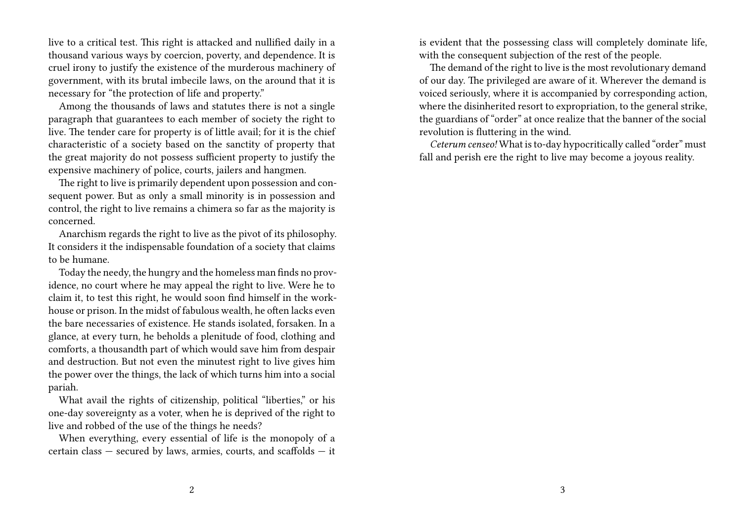live to a critical test. This right is attacked and nullified daily in a thousand various ways by coercion, poverty, and dependence. It is cruel irony to justify the existence of the murderous machinery of government, with its brutal imbecile laws, on the around that it is necessary for "the protection of life and property."

Among the thousands of laws and statutes there is not a single paragraph that guarantees to each member of society the right to live. The tender care for property is of little avail; for it is the chief characteristic of a society based on the sanctity of property that the great majority do not possess sufficient property to justify the expensive machinery of police, courts, jailers and hangmen.

The right to live is primarily dependent upon possession and consequent power. But as only a small minority is in possession and control, the right to live remains a chimera so far as the majority is concerned.

Anarchism regards the right to live as the pivot of its philosophy. It considers it the indispensable foundation of a society that claims to be humane.

Today the needy, the hungry and the homeless man finds no providence, no court where he may appeal the right to live. Were he to claim it, to test this right, he would soon find himself in the workhouse or prison. In the midst of fabulous wealth, he often lacks even the bare necessaries of existence. He stands isolated, forsaken. In a glance, at every turn, he beholds a plenitude of food, clothing and comforts, a thousandth part of which would save him from despair and destruction. But not even the minutest right to live gives him the power over the things, the lack of which turns him into a social pariah.

What avail the rights of citizenship, political "liberties," or his one-day sovereignty as a voter, when he is deprived of the right to live and robbed of the use of the things he needs?

When everything, every essential of life is the monopoly of a certain class — secured by laws, armies, courts, and scaffolds — it is evident that the possessing class will completely dominate life, with the consequent subjection of the rest of the people.

The demand of the right to live is the most revolutionary demand of our day. The privileged are aware of it. Wherever the demand is voiced seriously, where it is accompanied by corresponding action, where the disinherited resort to expropriation, to the general strike, the guardians of "order" at once realize that the banner of the social revolution is fluttering in the wind.

*Ceterum censeo!* What is to-day hypocritically called "order" must fall and perish ere the right to live may become a joyous reality.